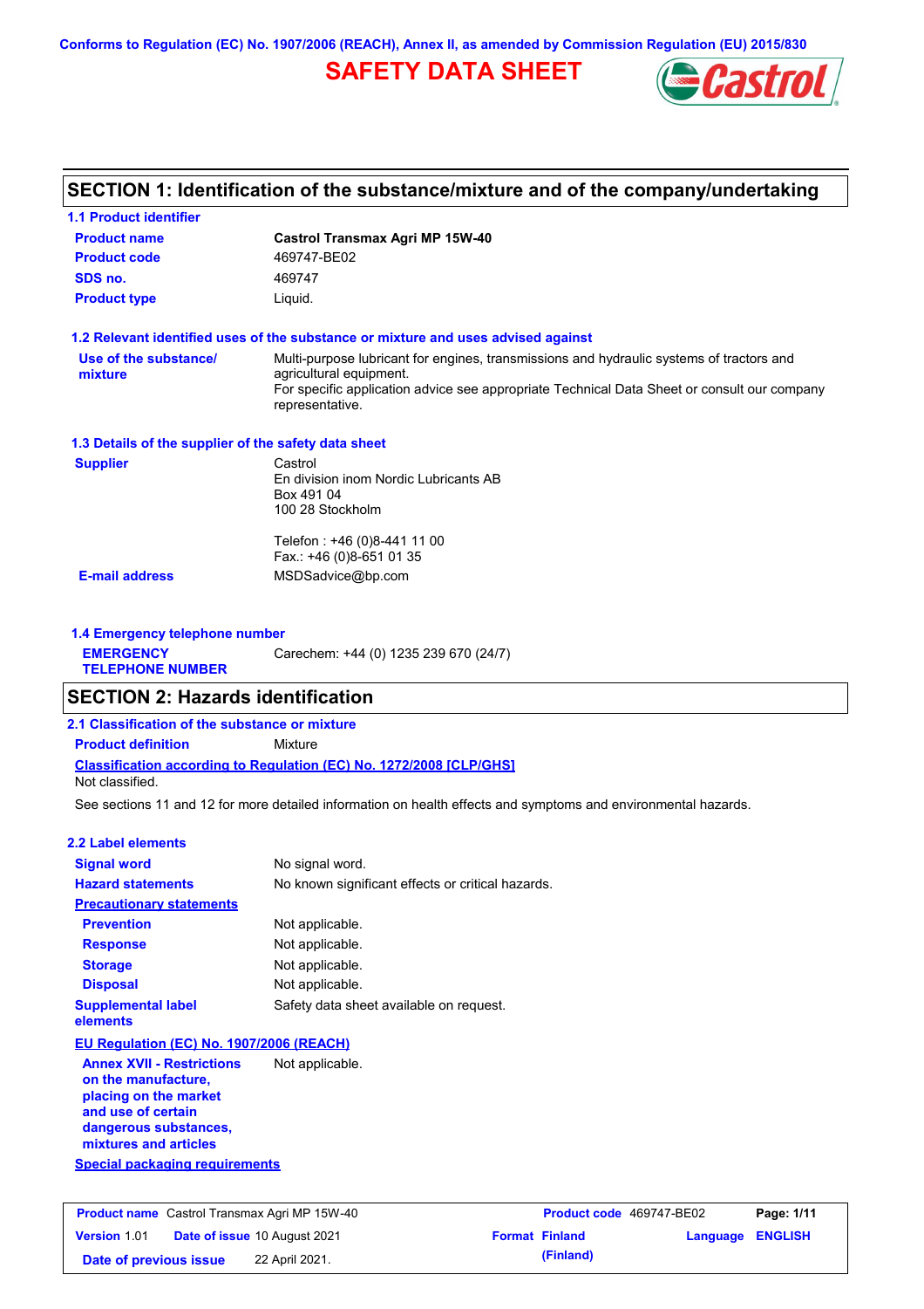Conforms to Regulation (EC) No. 1907/2006 (REACH), Annex II, as amended by Commission Regulation (EU) 2015/830

# SAFETY DATA SHEET

## SECTION 1: Identification of the substance/mixture and of the company/undertaking

### 1.1 Product identifier

| | |
|---|---|
| **Product name** | **Castrol Transmax Agri MP 15W-40** |
| **Product code** | 469747-BE02 |
| **SDS no.** | 469747 |
| **Product type** | Liquid. |

### 1.2 Relevant identified uses of the substance or mixture and uses advised against

**Use of the substance/ mixture**: Multi-purpose lubricant for engines, transmissions and hydraulic systems of tractors and agricultural equipment.
For specific application advice see appropriate Technical Data Sheet or consult our company representative.

### 1.3 Details of the supplier of the safety data sheet

**Supplier**

Castrol
En division inom Nordic Lubricants AB
Box 491 04
100 28 Stockholm

Telefon : +46 (0)8-441 11 00
Fax.: +46 (0)8-651 01 35

**E-mail address**: MSDSadvice@bp.com

### 1.4 Emergency telephone number

**EMERGENCY TELEPHONE NUMBER**: Carechem: +44 (0) 1235 239 670 (24/7)

## SECTION 2: Hazards identification

### 2.1 Classification of the substance or mixture

**Product definition**: Mixture

**Classification according to Regulation (EC) No. 1272/2008 [CLP/GHS]**

Not classified.

See sections 11 and 12 for more detailed information on health effects and symptoms and environmental hazards.

### 2.2 Label elements

| | |
|---|---|
| **Signal word** | No signal word. |
| **Hazard statements** | No known significant effects or critical hazards. |

**Precautionary statements**

| | |
|---|---|
| **Prevention** | Not applicable. |
| **Response** | Not applicable. |
| **Storage** | Not applicable. |
| **Disposal** | Not applicable. |
| **Supplemental label elements** | Safety data sheet available on request. |

**EU Regulation (EC) No. 1907/2006 (REACH)**

**Annex XVII - Restrictions on the manufacture, placing on the market and use of certain dangerous substances, mixtures and articles**: Not applicable.

**Special packaging requirements**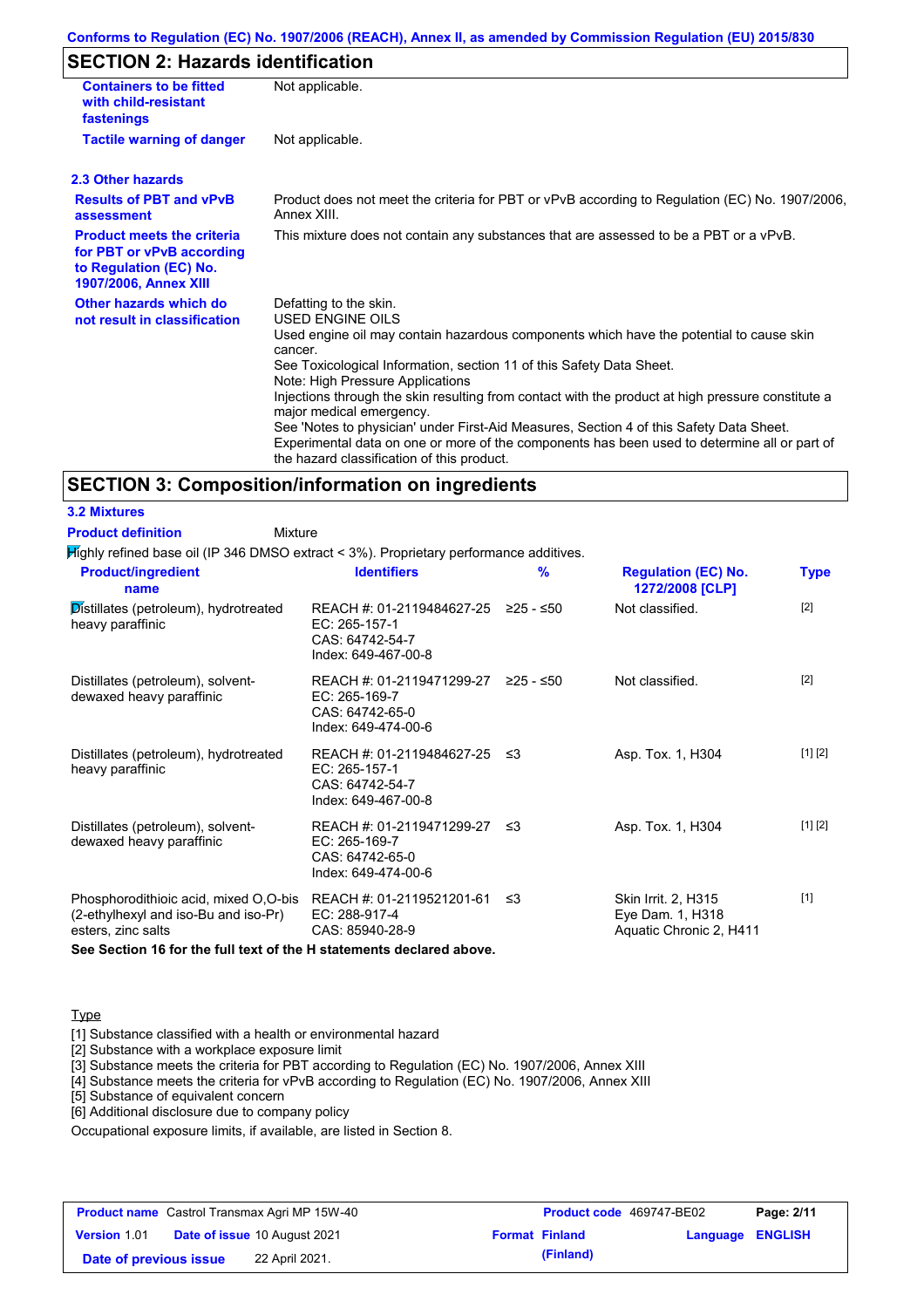## SECTION 2: Hazards identification

| | |
|---|---|
| **Containers to be fitted with child-resistant fastenings** | Not applicable. |
| **Tactile warning of danger** | Not applicable. |

### 2.3 Other hazards

| | |
|---|---|
| **Results of PBT and vPvB assessment** | Product does not meet the criteria for PBT or vPvB according to Regulation (EC) No. 1907/2006, Annex XIII. |
| **Product meets the criteria for PBT or vPvB according to Regulation (EC) No. 1907/2006, Annex XIII** | This mixture does not contain any substances that are assessed to be a PBT or a vPvB. |
| **Other hazards which do not result in classification** | Defatting to the skin.<br>USED ENGINE OILS<br>Used engine oil may contain hazardous components which have the potential to cause skin cancer.<br>See Toxicological Information, section 11 of this Safety Data Sheet.<br>Note: High Pressure Applications<br>Injections through the skin resulting from contact with the product at high pressure constitute a major medical emergency.<br>See 'Notes to physician' under First-Aid Measures, Section 4 of this Safety Data Sheet.<br>Experimental data on one or more of the components has been used to determine all or part of the hazard classification of this product. |

## SECTION 3: Composition/information on ingredients

### 3.2 Mixtures

**Product definition** Mixture

Highly refined base oil (IP 346 DMSO extract < 3%). Proprietary performance additives.

| Product/ingredient name | Identifiers | % | Regulation (EC) No. 1272/2008 [CLP] | Type |
|---|---|---|---|---|
| Distillates (petroleum), hydrotreated heavy paraffinic | REACH #: 01-2119484627-25<br>EC: 265-157-1<br>CAS: 64742-54-7<br>Index: 649-467-00-8 | ≥25 - ≤50 | Not classified. | [2] |
| Distillates (petroleum), solvent-dewaxed heavy paraffinic | REACH #: 01-2119471299-27<br>EC: 265-169-7<br>CAS: 64742-65-0<br>Index: 649-474-00-6 | ≥25 - ≤50 | Not classified. | [2] |
| Distillates (petroleum), hydrotreated heavy paraffinic | REACH #: 01-2119484627-25<br>EC: 265-157-1<br>CAS: 64742-54-7<br>Index: 649-467-00-8 | ≤3 | Asp. Tox. 1, H304 | [1] [2] |
| Distillates (petroleum), solvent-dewaxed heavy paraffinic | REACH #: 01-2119471299-27<br>EC: 265-169-7<br>CAS: 64742-65-0<br>Index: 649-474-00-6 | ≤3 | Asp. Tox. 1, H304 | [1] [2] |
| Phosphorodithioic acid, mixed O,O-bis (2-ethylhexyl and iso-Bu and iso-Pr) esters, zinc salts | REACH #: 01-2119521201-61<br>EC: 288-917-4<br>CAS: 85940-28-9 | ≤3 | Skin Irrit. 2, H315<br>Eye Dam. 1, H318<br>Aquatic Chronic 2, H411 | [1] |

**See Section 16 for the full text of the H statements declared above.**

Type

[1] Substance classified with a health or environmental hazard
[2] Substance with a workplace exposure limit
[3] Substance meets the criteria for PBT according to Regulation (EC) No. 1907/2006, Annex XIII
[4] Substance meets the criteria for vPvB according to Regulation (EC) No. 1907/2006, Annex XIII
[5] Substance of equivalent concern
[6] Additional disclosure due to company policy

Occupational exposure limits, if available, are listed in Section 8.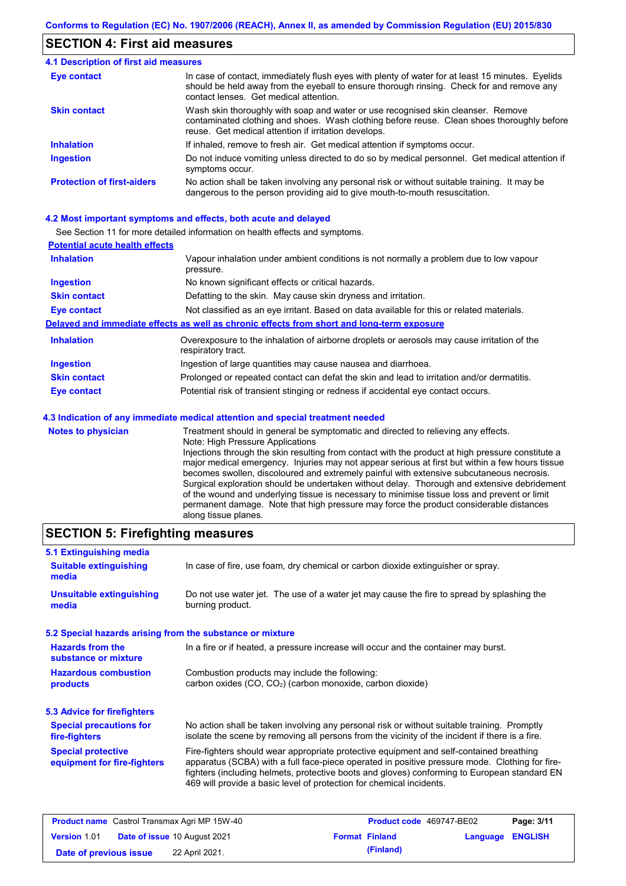## SECTION 4: First aid measures

### 4.1 Description of first aid measures

**Eye contact**
In case of contact, immediately flush eyes with plenty of water for at least 15 minutes. Eyelids should be held away from the eyeball to ensure thorough rinsing. Check for and remove any contact lenses. Get medical attention.

**Skin contact**
Wash skin thoroughly with soap and water or use recognised skin cleanser. Remove contaminated clothing and shoes. Wash clothing before reuse. Clean shoes thoroughly before reuse. Get medical attention if irritation develops.

**Inhalation**
If inhaled, remove to fresh air. Get medical attention if symptoms occur.

**Ingestion**
Do not induce vomiting unless directed to do so by medical personnel. Get medical attention if symptoms occur.

**Protection of first-aiders**
No action shall be taken involving any personal risk or without suitable training. It may be dangerous to the person providing aid to give mouth-to-mouth resuscitation.

### 4.2 Most important symptoms and effects, both acute and delayed

See Section 11 for more detailed information on health effects and symptoms.

**Potential acute health effects**

**Inhalation**
Vapour inhalation under ambient conditions is not normally a problem due to low vapour pressure.

**Ingestion**
No known significant effects or critical hazards.

**Skin contact**
Defatting to the skin. May cause skin dryness and irritation.

**Eye contact**
Not classified as an eye irritant. Based on data available for this or related materials.

**Delayed and immediate effects as well as chronic effects from short and long-term exposure**

**Inhalation**
Overexposure to the inhalation of airborne droplets or aerosols may cause irritation of the respiratory tract.

**Ingestion**
Ingestion of large quantities may cause nausea and diarrhoea.

**Skin contact**
Prolonged or repeated contact can defat the skin and lead to irritation and/or dermatitis.

**Eye contact**
Potential risk of transient stinging or redness if accidental eye contact occurs.

### 4.3 Indication of any immediate medical attention and special treatment needed

**Notes to physician**
Treatment should in general be symptomatic and directed to relieving any effects.
Note: High Pressure Applications
Injections through the skin resulting from contact with the product at high pressure constitute a major medical emergency. Injuries may not appear serious at first but within a few hours tissue becomes swollen, discoloured and extremely painful with extensive subcutaneous necrosis. Surgical exploration should be undertaken without delay. Thorough and extensive debridement of the wound and underlying tissue is necessary to minimise tissue loss and prevent or limit permanent damage. Note that high pressure may force the product considerable distances along tissue planes.

## SECTION 5: Firefighting measures

### 5.1 Extinguishing media

**Suitable extinguishing media**
In case of fire, use foam, dry chemical or carbon dioxide extinguisher or spray.

**Unsuitable extinguishing media**
Do not use water jet. The use of a water jet may cause the fire to spread by splashing the burning product.

### 5.2 Special hazards arising from the substance or mixture

**Hazards from the substance or mixture**
In a fire or if heated, a pressure increase will occur and the container may burst.

**Hazardous combustion products**
Combustion products may include the following:
carbon oxides (CO, $CO_2$) (carbon monoxide, carbon dioxide)

### 5.3 Advice for firefighters

**Special precautions for fire-fighters**
No action shall be taken involving any personal risk or without suitable training. Promptly isolate the scene by removing all persons from the vicinity of the incident if there is a fire.

**Special protective equipment for fire-fighters**
Fire-fighters should wear appropriate protective equipment and self-contained breathing apparatus (SCBA) with a full face-piece operated in positive pressure mode. Clothing for fire-fighters (including helmets, protective boots and gloves) conforming to European standard EN 469 will provide a basic level of protection for chemical incidents.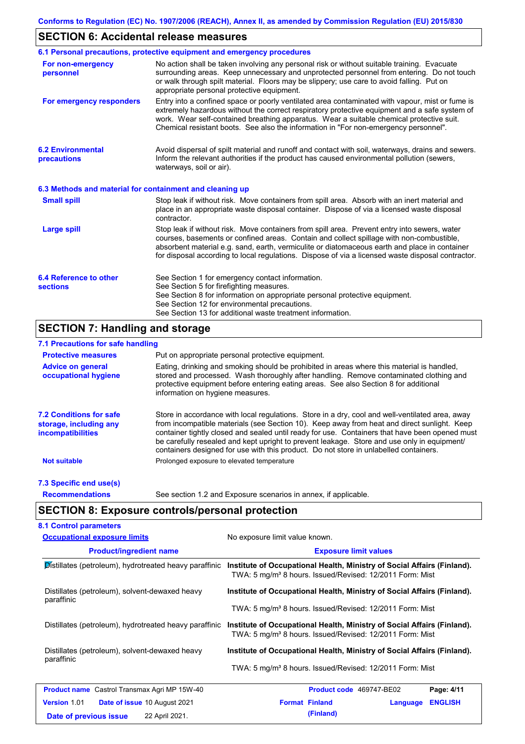## SECTION 6: Accidental release measures

### 6.1 Personal precautions, protective equipment and emergency procedures

**For non-emergency personnel**

No action shall be taken involving any personal risk or without suitable training. Evacuate surrounding areas. Keep unnecessary and unprotected personnel from entering. Do not touch or walk through spilt material. Floors may be slippery; use care to avoid falling. Put on appropriate personal protective equipment.

**For emergency responders**

Entry into a confined space or poorly ventilated area contaminated with vapour, mist or fume is extremely hazardous without the correct respiratory protective equipment and a safe system of work. Wear self-contained breathing apparatus. Wear a suitable chemical protective suit. Chemical resistant boots. See also the information in "For non-emergency personnel".

### 6.2 Environmental precautions

Avoid dispersal of spilt material and runoff and contact with soil, waterways, drains and sewers. Inform the relevant authorities if the product has caused environmental pollution (sewers, waterways, soil or air).

### 6.3 Methods and material for containment and cleaning up

**Small spill**

Stop leak if without risk. Move containers from spill area. Absorb with an inert material and place in an appropriate waste disposal container. Dispose of via a licensed waste disposal contractor.

**Large spill**

Stop leak if without risk. Move containers from spill area. Prevent entry into sewers, water courses, basements or confined areas. Contain and collect spillage with non-combustible, absorbent material e.g. sand, earth, vermiculite or diatomaceous earth and place in container for disposal according to local regulations. Dispose of via a licensed waste disposal contractor.

### 6.4 Reference to other sections

See Section 1 for emergency contact information.
See Section 5 for firefighting measures.
See Section 8 for information on appropriate personal protective equipment.
See Section 12 for environmental precautions.
See Section 13 for additional waste treatment information.

## SECTION 7: Handling and storage

### 7.1 Precautions for safe handling

**Protective measures**

Put on appropriate personal protective equipment.

**Advice on general occupational hygiene**

Eating, drinking and smoking should be prohibited in areas where this material is handled, stored and processed. Wash thoroughly after handling. Remove contaminated clothing and protective equipment before entering eating areas. See also Section 8 for additional information on hygiene measures.

### 7.2 Conditions for safe storage, including any incompatibilities

Store in accordance with local regulations. Store in a dry, cool and well-ventilated area, away from incompatible materials (see Section 10). Keep away from heat and direct sunlight. Keep container tightly closed and sealed until ready for use. Containers that have been opened must be carefully resealed and kept upright to prevent leakage. Store and use only in equipment/containers designed for use with this product. Do not store in unlabelled containers.

**Not suitable**

Prolonged exposure to elevated temperature

### 7.3 Specific end use(s)

**Recommendations**

See section 1.2 and Exposure scenarios in annex, if applicable.

## SECTION 8: Exposure controls/personal protection

### 8.1 Control parameters

**Occupational exposure limits**

No exposure limit value known.

| Product/ingredient name | Exposure limit values |
|---|---|
| Distillates (petroleum), hydrotreated heavy paraffinic | **Institute of Occupational Health, Ministry of Social Affairs (Finland).** TWA: 5 mg/m³ 8 hours. Issued/Revised: 12/2011 Form: Mist |
| Distillates (petroleum), solvent-dewaxed heavy paraffinic | **Institute of Occupational Health, Ministry of Social Affairs (Finland).** TWA: 5 mg/m³ 8 hours. Issued/Revised: 12/2011 Form: Mist |
| Distillates (petroleum), hydrotreated heavy paraffinic | **Institute of Occupational Health, Ministry of Social Affairs (Finland).** TWA: 5 mg/m³ 8 hours. Issued/Revised: 12/2011 Form: Mist |
| Distillates (petroleum), solvent-dewaxed heavy paraffinic | **Institute of Occupational Health, Ministry of Social Affairs (Finland).** TWA: 5 mg/m³ 8 hours. Issued/Revised: 12/2011 Form: Mist |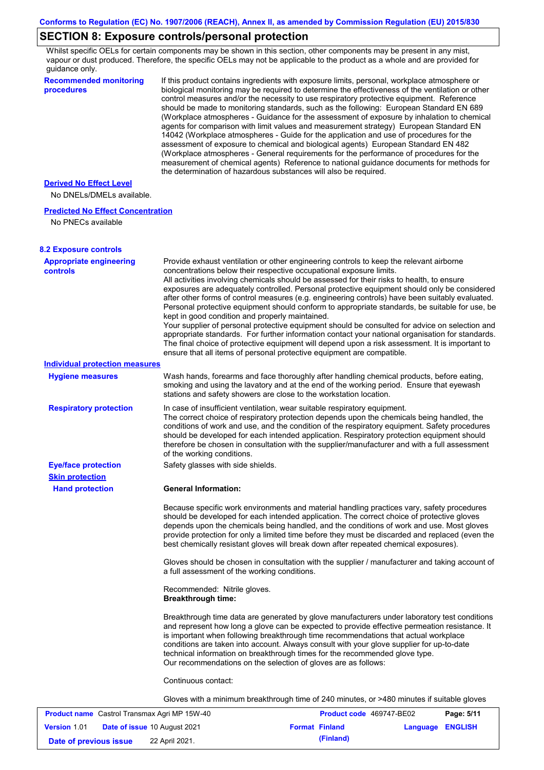## SECTION 8: Exposure controls/personal protection

Whilst specific OELs for certain components may be shown in this section, other components may be present in any mist, vapour or dust produced. Therefore, the specific OELs may not be applicable to the product as a whole and are provided for guidance only.

**Recommended monitoring procedures**

If this product contains ingredients with exposure limits, personal, workplace atmosphere or biological monitoring may be required to determine the effectiveness of the ventilation or other control measures and/or the necessity to use respiratory protective equipment. Reference should be made to monitoring standards, such as the following: European Standard EN 689 (Workplace atmospheres - Guidance for the assessment of exposure by inhalation to chemical agents for comparison with limit values and measurement strategy) European Standard EN 14042 (Workplace atmospheres - Guide for the application and use of procedures for the assessment of exposure to chemical and biological agents) European Standard EN 482 (Workplace atmospheres - General requirements for the performance of procedures for the measurement of chemical agents) Reference to national guidance documents for methods for the determination of hazardous substances will also be required.

**Derived No Effect Level**

No DNELs/DMELs available.

**Predicted No Effect Concentration**

No PNECs available

### 8.2 Exposure controls

**Appropriate engineering controls**

Provide exhaust ventilation or other engineering controls to keep the relevant airborne concentrations below their respective occupational exposure limits.
All activities involving chemicals should be assessed for their risks to health, to ensure exposures are adequately controlled. Personal protective equipment should only be considered after other forms of control measures (e.g. engineering controls) have been suitably evaluated. Personal protective equipment should conform to appropriate standards, be suitable for use, be kept in good condition and properly maintained.
Your supplier of personal protective equipment should be consulted for advice on selection and appropriate standards. For further information contact your national organisation for standards.
The final choice of protective equipment will depend upon a risk assessment. It is important to ensure that all items of personal protective equipment are compatible.

**Individual protection measures**

**Hygiene measures**

Wash hands, forearms and face thoroughly after handling chemical products, before eating, smoking and using the lavatory and at the end of the working period. Ensure that eyewash stations and safety showers are close to the workstation location.

**Respiratory protection**

In case of insufficient ventilation, wear suitable respiratory equipment.
The correct choice of respiratory protection depends upon the chemicals being handled, the conditions of work and use, and the condition of the respiratory equipment. Safety procedures should be developed for each intended application. Respiratory protection equipment should therefore be chosen in consultation with the supplier/manufacturer and with a full assessment of the working conditions.

**Eye/face protection**

Safety glasses with side shields.

**Skin protection**

**Hand protection**

**General Information:**

Because specific work environments and material handling practices vary, safety procedures should be developed for each intended application. The correct choice of protective gloves depends upon the chemicals being handled, and the conditions of work and use. Most gloves provide protection for only a limited time before they must be discarded and replaced (even the best chemically resistant gloves will break down after repeated chemical exposures).

Gloves should be chosen in consultation with the supplier / manufacturer and taking account of a full assessment of the working conditions.

Recommended: Nitrile gloves.
**Breakthrough time:**

Breakthrough time data are generated by glove manufacturers under laboratory test conditions and represent how long a glove can be expected to provide effective permeation resistance. It is important when following breakthrough time recommendations that actual workplace conditions are taken into account. Always consult with your glove supplier for up-to-date technical information on breakthrough times for the recommended glove type.
Our recommendations on the selection of gloves are as follows:

Continuous contact:

Gloves with a minimum breakthrough time of 240 minutes, or >480 minutes if suitable gloves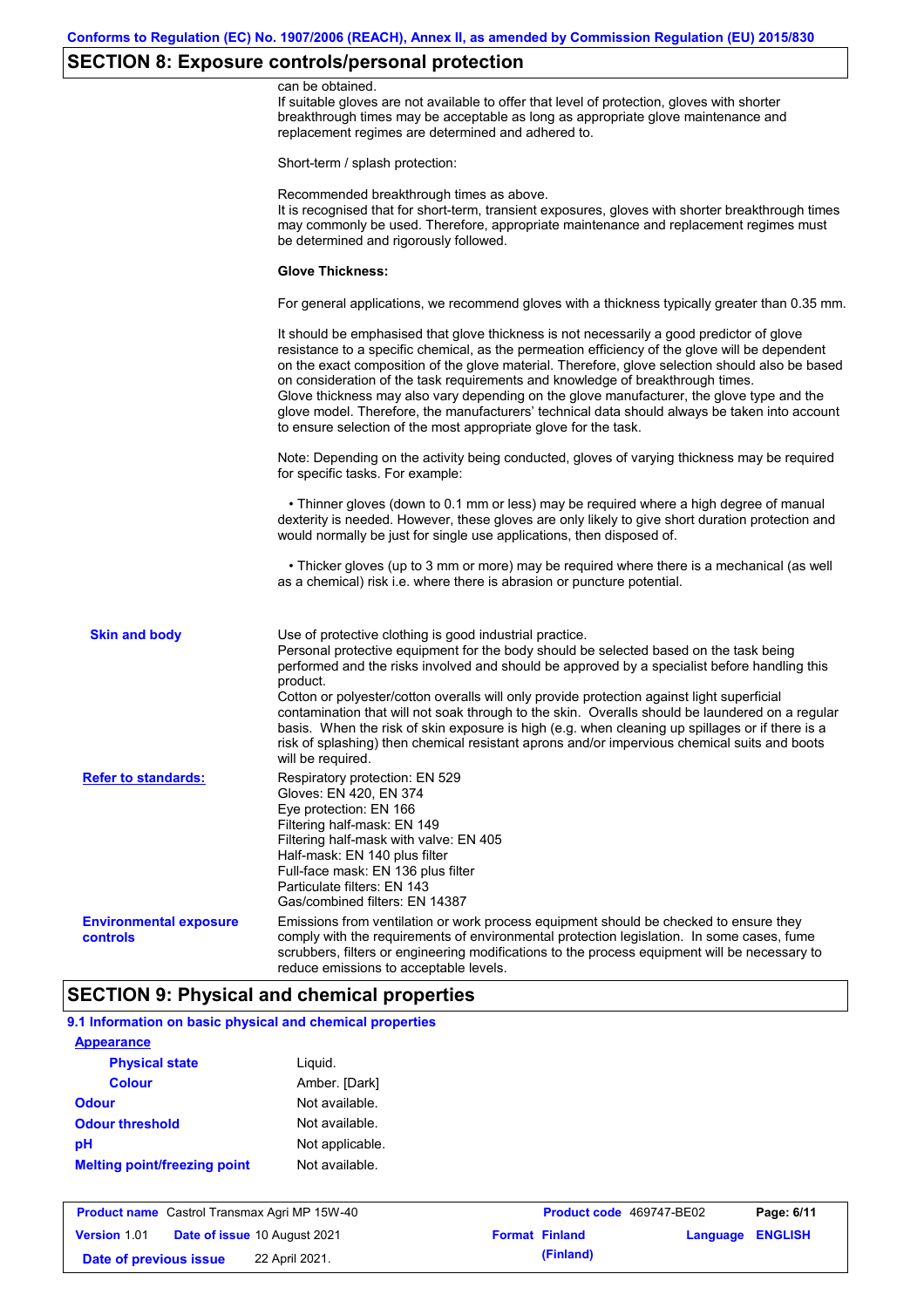## SECTION 8: Exposure controls/personal protection

can be obtained.
If suitable gloves are not available to offer that level of protection, gloves with shorter breakthrough times may be acceptable as long as appropriate glove maintenance and replacement regimes are determined and adhered to.

Short-term / splash protection:

Recommended breakthrough times as above.
It is recognised that for short-term, transient exposures, gloves with shorter breakthrough times may commonly be used. Therefore, appropriate maintenance and replacement regimes must be determined and rigorously followed.

**Glove Thickness:**

For general applications, we recommend gloves with a thickness typically greater than 0.35 mm.

It should be emphasised that glove thickness is not necessarily a good predictor of glove resistance to a specific chemical, as the permeation efficiency of the glove will be dependent on the exact composition of the glove material. Therefore, glove selection should also be based on consideration of the task requirements and knowledge of breakthrough times.
Glove thickness may also vary depending on the glove manufacturer, the glove type and the glove model. Therefore, the manufacturers' technical data should always be taken into account to ensure selection of the most appropriate glove for the task.

Note: Depending on the activity being conducted, gloves of varying thickness may be required for specific tasks. For example:

- Thinner gloves (down to 0.1 mm or less) may be required where a high degree of manual dexterity is needed. However, these gloves are only likely to give short duration protection and would normally be just for single use applications, then disposed of.

- Thicker gloves (up to 3 mm or more) may be required where there is a mechanical (as well as a chemical) risk i.e. where there is abrasion or puncture potential.

**Skin and body**

Use of protective clothing is good industrial practice.
Personal protective equipment for the body should be selected based on the task being performed and the risks involved and should be approved by a specialist before handling this product.
Cotton or polyester/cotton overalls will only provide protection against light superficial contamination that will not soak through to the skin. Overalls should be laundered on a regular basis. When the risk of skin exposure is high (e.g. when cleaning up spillages or if there is a risk of splashing) then chemical resistant aprons and/or impervious chemical suits and boots will be required.

**Refer to standards:**

Respiratory protection: EN 529
Gloves: EN 420, EN 374
Eye protection: EN 166
Filtering half-mask: EN 149
Filtering half-mask with valve: EN 405
Half-mask: EN 140 plus filter
Full-face mask: EN 136 plus filter
Particulate filters: EN 143
Gas/combined filters: EN 14387

**Environmental exposure controls**

Emissions from ventilation or work process equipment should be checked to ensure they comply with the requirements of environmental protection legislation. In some cases, fume scrubbers, filters or engineering modifications to the process equipment will be necessary to reduce emissions to acceptable levels.

## SECTION 9: Physical and chemical properties

### 9.1 Information on basic physical and chemical properties

**Appearance**

| | |
|---|---|
| **Physical state** | Liquid. |
| **Colour** | Amber. [Dark] |
| **Odour** | Not available. |
| **Odour threshold** | Not available. |
| **pH** | Not applicable. |
| **Melting point/freezing point** | Not available. |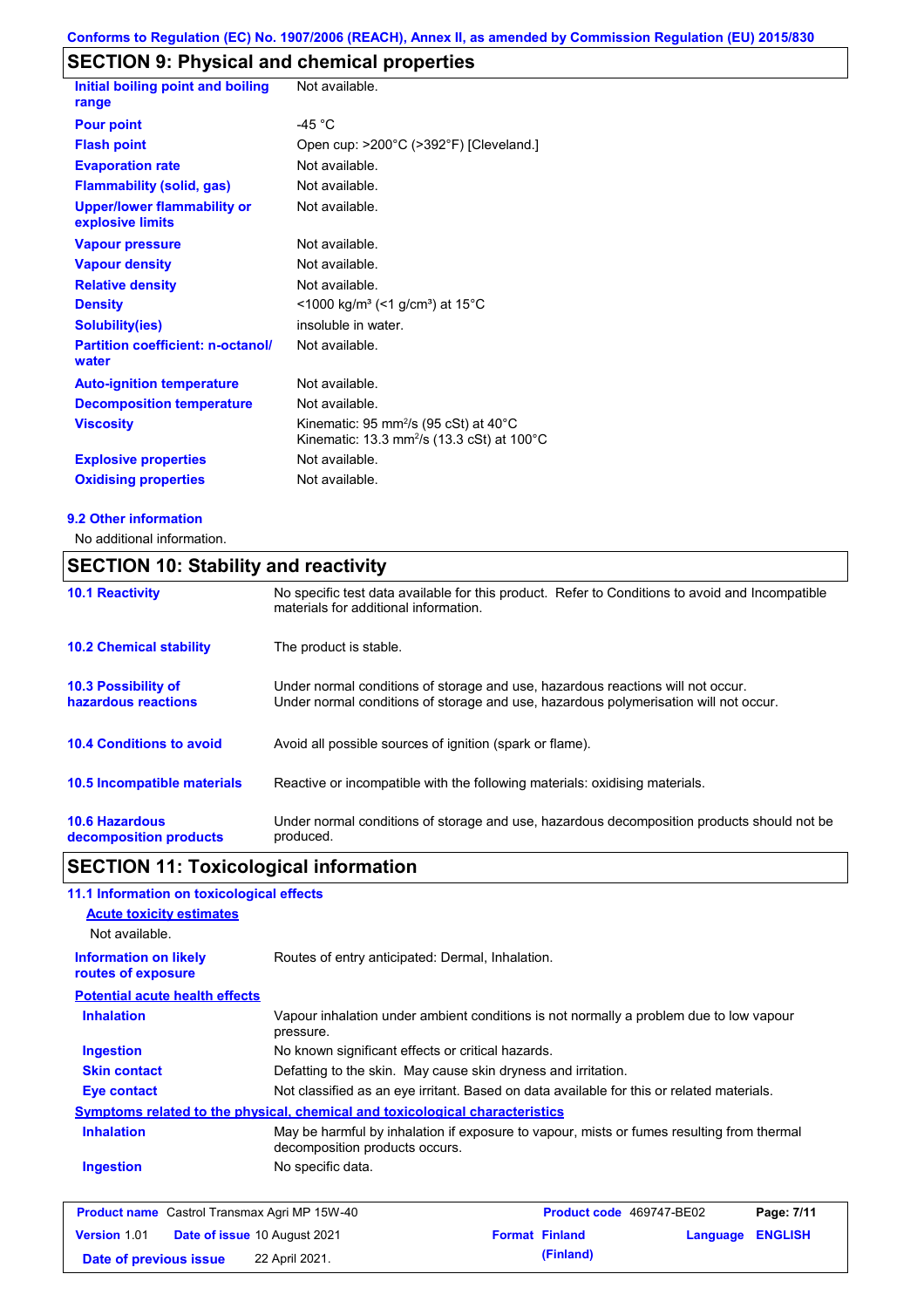## SECTION 9: Physical and chemical properties

| | |
|---|---|
| **Initial boiling point and boiling range** | Not available. |
| **Pour point** | -45 °C |
| **Flash point** | Open cup: >200°C (>392°F) [Cleveland.] |
| **Evaporation rate** | Not available. |
| **Flammability (solid, gas)** | Not available. |
| **Upper/lower flammability or explosive limits** | Not available. |
| **Vapour pressure** | Not available. |
| **Vapour density** | Not available. |
| **Relative density** | Not available. |
| **Density** | <1000 kg/m³ (<1 g/cm³) at 15°C |
| **Solubility(ies)** | insoluble in water. |
| **Partition coefficient: n-octanol/ water** | Not available. |
| **Auto-ignition temperature** | Not available. |
| **Decomposition temperature** | Not available. |
| **Viscosity** | Kinematic: 95 mm²/s (95 cSt) at 40°C<br>Kinematic: 13.3 mm²/s (13.3 cSt) at 100°C |
| **Explosive properties** | Not available. |
| **Oxidising properties** | Not available. |

### 9.2 Other information

No additional information.

## SECTION 10: Stability and reactivity

| | |
|---|---|
| **10.1 Reactivity** | No specific test data available for this product. Refer to Conditions to avoid and Incompatible materials for additional information. |
| **10.2 Chemical stability** | The product is stable. |
| **10.3 Possibility of hazardous reactions** | Under normal conditions of storage and use, hazardous reactions will not occur.<br>Under normal conditions of storage and use, hazardous polymerisation will not occur. |
| **10.4 Conditions to avoid** | Avoid all possible sources of ignition (spark or flame). |
| **10.5 Incompatible materials** | Reactive or incompatible with the following materials: oxidising materials. |
| **10.6 Hazardous decomposition products** | Under normal conditions of storage and use, hazardous decomposition products should not be produced. |

## SECTION 11: Toxicological information

### 11.1 Information on toxicological effects

**Acute toxicity estimates**

Not available.

**Information on likely routes of exposure**: Routes of entry anticipated: Dermal, Inhalation.

**Potential acute health effects**

| | |
|---|---|
| **Inhalation** | Vapour inhalation under ambient conditions is not normally a problem due to low vapour pressure. |
| **Ingestion** | No known significant effects or critical hazards. |
| **Skin contact** | Defatting to the skin. May cause skin dryness and irritation. |
| **Eye contact** | Not classified as an eye irritant. Based on data available for this or related materials. |

**Symptoms related to the physical, chemical and toxicological characteristics**

| | |
|---|---|
| **Inhalation** | May be harmful by inhalation if exposure to vapour, mists or fumes resulting from thermal decomposition products occurs. |
| **Ingestion** | No specific data. |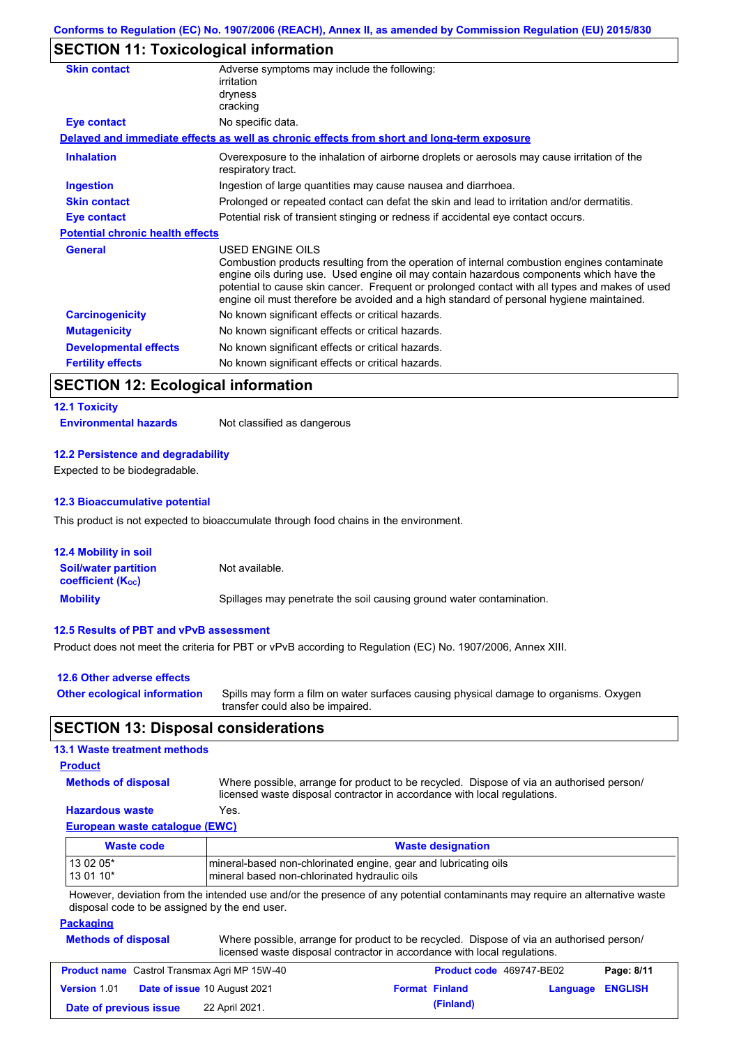## SECTION 11: Toxicological information

**Skin contact**
Adverse symptoms may include the following:
irritation
dryness
cracking

**Eye contact**
No specific data.

**Delayed and immediate effects as well as chronic effects from short and long-term exposure**

**Inhalation**
Overexposure to the inhalation of airborne droplets or aerosols may cause irritation of the respiratory tract.

**Ingestion**
Ingestion of large quantities may cause nausea and diarrhoea.

**Skin contact**
Prolonged or repeated contact can defat the skin and lead to irritation and/or dermatitis.

**Eye contact**
Potential risk of transient stinging or redness if accidental eye contact occurs.

**Potential chronic health effects**

**General**
USED ENGINE OILS
Combustion products resulting from the operation of internal combustion engines contaminate engine oils during use. Used engine oil may contain hazardous components which have the potential to cause skin cancer. Frequent or prolonged contact with all types and makes of used engine oil must therefore be avoided and a high standard of personal hygiene maintained.

**Carcinogenicity**
No known significant effects or critical hazards.

**Mutagenicity**
No known significant effects or critical hazards.

**Developmental effects**
No known significant effects or critical hazards.

**Fertility effects**
No known significant effects or critical hazards.

## SECTION 12: Ecological information

### 12.1 Toxicity

**Environmental hazards**
Not classified as dangerous

### 12.2 Persistence and degradability

Expected to be biodegradable.

### 12.3 Bioaccumulative potential

This product is not expected to bioaccumulate through food chains in the environment.

### 12.4 Mobility in soil

**Soil/water partition coefficient ($K_{OC}$)**
Not available.

**Mobility**
Spillages may penetrate the soil causing ground water contamination.

### 12.5 Results of PBT and vPvB assessment

Product does not meet the criteria for PBT or vPvB according to Regulation (EC) No. 1907/2006, Annex XIII.

### 12.6 Other adverse effects

**Other ecological information**
Spills may form a film on water surfaces causing physical damage to organisms. Oxygen transfer could also be impaired.

## SECTION 13: Disposal considerations

### 13.1 Waste treatment methods

**Product**

**Methods of disposal**
Where possible, arrange for product to be recycled. Dispose of via an authorised person/ licensed waste disposal contractor in accordance with local regulations.

**Hazardous waste**
Yes.

**European waste catalogue (EWC)**

| Waste code | Waste designation |
|---|---|
| 13 02 05* | mineral-based non-chlorinated engine, gear and lubricating oils |
| 13 01 10* | mineral based non-chlorinated hydraulic oils |

However, deviation from the intended use and/or the presence of any potential contaminants may require an alternative waste disposal code to be assigned by the end user.

**Packaging**

**Methods of disposal**
Where possible, arrange for product to be recycled. Dispose of via an authorised person/ licensed waste disposal contractor in accordance with local regulations.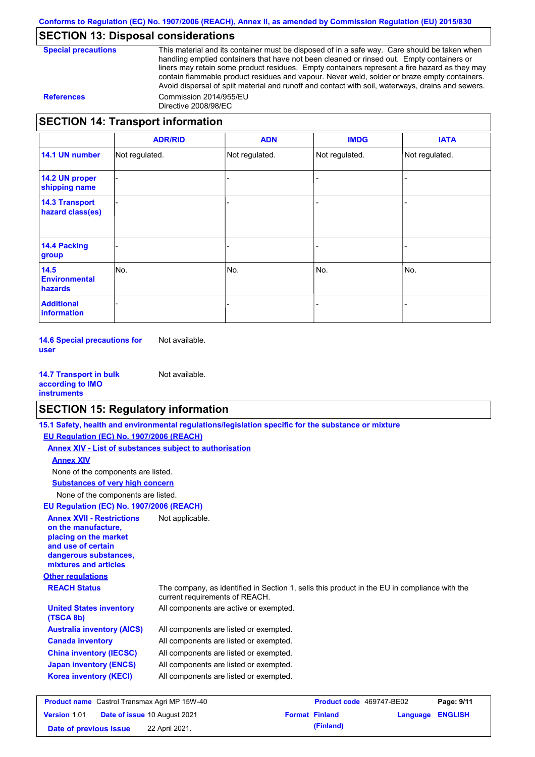## SECTION 13: Disposal considerations

**Special precautions**
This material and its container must be disposed of in a safe way. Care should be taken when handling emptied containers that have not been cleaned or rinsed out. Empty containers or liners may retain some product residues. Empty containers represent a fire hazard as they may contain flammable product residues and vapour. Never weld, solder or braze empty containers. Avoid dispersal of spilt material and runoff and contact with soil, waterways, drains and sewers.

**References**
Commission 2014/955/EU
Directive 2008/98/EC

## SECTION 14: Transport information

| | ADR/RID | ADN | IMDG | IATA |
|---|---|---|---|---|
| **14.1 UN number** | Not regulated. | Not regulated. | Not regulated. | Not regulated. |
| **14.2 UN proper shipping name** | - | - | - | - |
| **14.3 Transport hazard class(es)** | - | - | - | - |
| **14.4 Packing group** | - | - | - | - |
| **14.5 Environmental hazards** | No. | No. | No. | No. |
| **Additional information** | - | - | - | - |

**14.6 Special precautions for user**
Not available.

**14.7 Transport in bulk according to IMO instruments**
Not available.

## SECTION 15: Regulatory information

**15.1 Safety, health and environmental regulations/legislation specific for the substance or mixture**

**EU Regulation (EC) No. 1907/2006 (REACH)**

**Annex XIV - List of substances subject to authorisation**

**Annex XIV**

None of the components are listed.

**Substances of very high concern**

None of the components are listed.

**EU Regulation (EC) No. 1907/2006 (REACH)**

**Annex XVII - Restrictions on the manufacture, placing on the market and use of certain dangerous substances, mixtures and articles**
Not applicable.

**Other regulations**

**REACH Status**
The company, as identified in Section 1, sells this product in the EU in compliance with the current requirements of REACH.

**United States inventory (TSCA 8b)**
All components are active or exempted.

**Australia inventory (AICS)**
All components are listed or exempted.

**Canada inventory**
All components are listed or exempted.

**China inventory (IECSC)**
All components are listed or exempted.

**Japan inventory (ENCS)**
All components are listed or exempted.

**Korea inventory (KECI)**
All components are listed or exempted.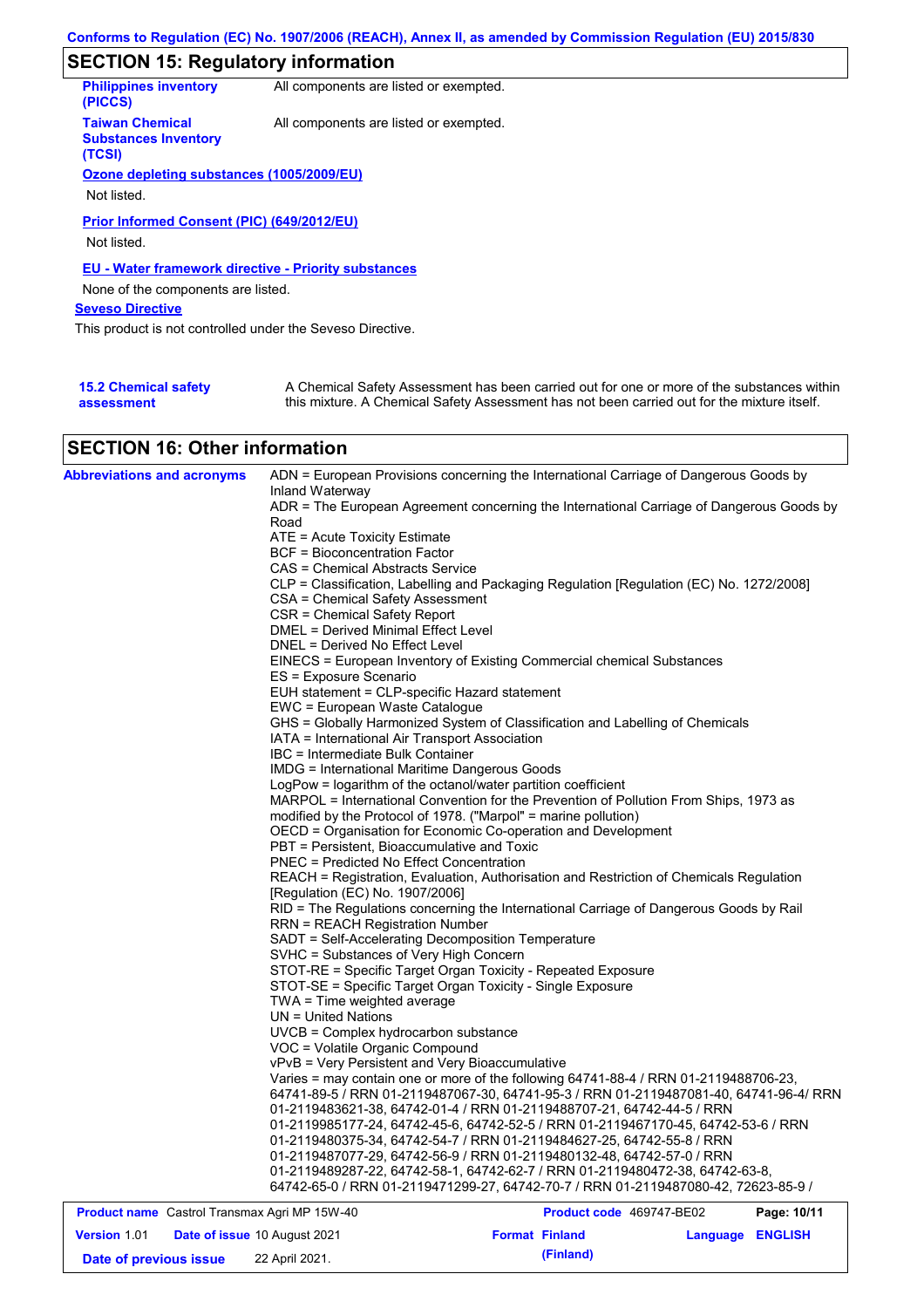## SECTION 15: Regulatory information

**Philippines inventory (PICCS)** All components are listed or exempted.

**Taiwan Chemical Substances Inventory (TCSI)** All components are listed or exempted.

**Ozone depleting substances (1005/2009/EU)**

Not listed.

**Prior Informed Consent (PIC) (649/2012/EU)**

Not listed.

**EU - Water framework directive - Priority substances**

None of the components are listed.

**Seveso Directive**

This product is not controlled under the Seveso Directive.

**15.2 Chemical safety assessment** A Chemical Safety Assessment has been carried out for one or more of the substances within this mixture. A Chemical Safety Assessment has not been carried out for the mixture itself.

## SECTION 16: Other information

**Abbreviations and acronyms**

ADN = European Provisions concerning the International Carriage of Dangerous Goods by Inland Waterway
ADR = The European Agreement concerning the International Carriage of Dangerous Goods by Road
ATE = Acute Toxicity Estimate
BCF = Bioconcentration Factor
CAS = Chemical Abstracts Service
CLP = Classification, Labelling and Packaging Regulation [Regulation (EC) No. 1272/2008]
CSA = Chemical Safety Assessment
CSR = Chemical Safety Report
DMEL = Derived Minimal Effect Level
DNEL = Derived No Effect Level
EINECS = European Inventory of Existing Commercial chemical Substances
ES = Exposure Scenario
EUH statement = CLP-specific Hazard statement
EWC = European Waste Catalogue
GHS = Globally Harmonized System of Classification and Labelling of Chemicals
IATA = International Air Transport Association
IBC = Intermediate Bulk Container
IMDG = International Maritime Dangerous Goods
LogPow = logarithm of the octanol/water partition coefficient
MARPOL = International Convention for the Prevention of Pollution From Ships, 1973 as modified by the Protocol of 1978. ("Marpol" = marine pollution)
OECD = Organisation for Economic Co-operation and Development
PBT = Persistent, Bioaccumulative and Toxic
PNEC = Predicted No Effect Concentration
REACH = Registration, Evaluation, Authorisation and Restriction of Chemicals Regulation [Regulation (EC) No. 1907/2006]
RID = The Regulations concerning the International Carriage of Dangerous Goods by Rail
RRN = REACH Registration Number
SADT = Self-Accelerating Decomposition Temperature
SVHC = Substances of Very High Concern
STOT-RE = Specific Target Organ Toxicity - Repeated Exposure
STOT-SE = Specific Target Organ Toxicity - Single Exposure
TWA = Time weighted average
UN = United Nations
UVCB = Complex hydrocarbon substance
VOC = Volatile Organic Compound
vPvB = Very Persistent and Very Bioaccumulative
Varies = may contain one or more of the following 64741-88-4 / RRN 01-2119488706-23, 64741-89-5 / RRN 01-2119487067-30, 64741-95-3 / RRN 01-2119487081-40, 64741-96-4/ RRN 01-2119483621-38, 64742-01-4 / RRN 01-2119488707-21, 64742-44-5 / RRN 01-2119985177-24, 64742-45-6, 64742-52-5 / RRN 01-2119467170-45, 64742-53-6 / RRN 01-2119480375-34, 64742-54-7 / RRN 01-2119484627-25, 64742-55-8 / RRN 01-2119487077-29, 64742-56-9 / RRN 01-2119480132-48, 64742-57-0 / RRN 01-2119489287-22, 64742-58-1, 64742-62-7 / RRN 01-2119480472-38, 64742-63-8, 64742-65-0 / RRN 01-2119471299-27, 64742-70-7 / RRN 01-2119487080-42, 72623-85-9 /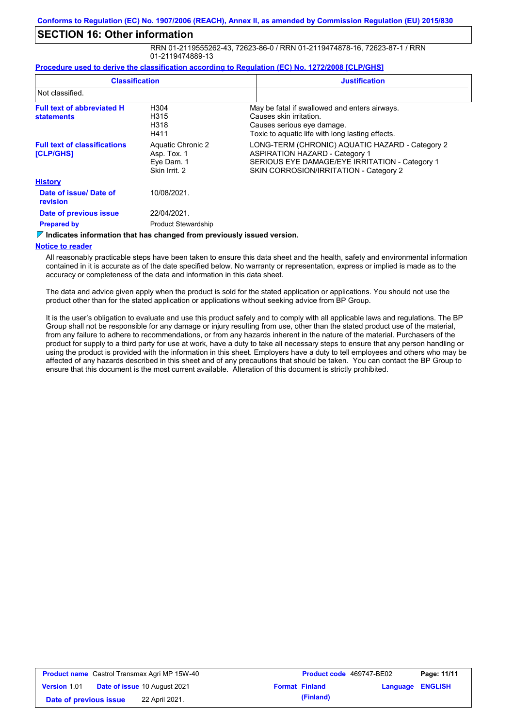## SECTION 16: Other information

RRN 01-2119555262-43, 72623-86-0 / RRN 01-2119474878-16, 72623-87-1 / RRN 01-2119474889-13

**Procedure used to derive the classification according to Regulation (EC) No. 1272/2008 [CLP/GHS]**

| Classification | Justification |
|---|---|
| Not classified. | |

| | | |
|---|---|---|
| **Full text of abbreviated H statements** | H304 | May be fatal if swallowed and enters airways. |
| | H315 | Causes skin irritation. |
| | H318 | Causes serious eye damage. |
| | H411 | Toxic to aquatic life with long lasting effects. |
| **Full text of classifications [CLP/GHS]** | Aquatic Chronic 2 | LONG-TERM (CHRONIC) AQUATIC HAZARD - Category 2 |
| | Asp. Tox. 1 | ASPIRATION HAZARD - Category 1 |
| | Eye Dam. 1 | SERIOUS EYE DAMAGE/EYE IRRITATION - Category 1 |
| | Skin Irrit. 2 | SKIN CORROSION/IRRITATION - Category 2 |

**History**

| | |
|---|---|
| **Date of issue/ Date of revision** | 10/08/2021. |
| **Date of previous issue** | 22/04/2021. |
| **Prepared by** | Product Stewardship |

**Indicates information that has changed from previously issued version.**

**Notice to reader**

All reasonably practicable steps have been taken to ensure this data sheet and the health, safety and environmental information contained in it is accurate as of the date specified below. No warranty or representation, express or implied is made as to the accuracy or completeness of the data and information in this data sheet.

The data and advice given apply when the product is sold for the stated application or applications. You should not use the product other than for the stated application or applications without seeking advice from BP Group.

It is the user's obligation to evaluate and use this product safely and to comply with all applicable laws and regulations. The BP Group shall not be responsible for any damage or injury resulting from use, other than the stated product use of the material, from any failure to adhere to recommendations, or from any hazards inherent in the nature of the material. Purchasers of the product for supply to a third party for use at work, have a duty to take all necessary steps to ensure that any person handling or using the product is provided with the information in this sheet. Employers have a duty to tell employees and others who may be affected of any hazards described in this sheet and of any precautions that should be taken. You can contact the BP Group to ensure that this document is the most current available. Alteration of this document is strictly prohibited.